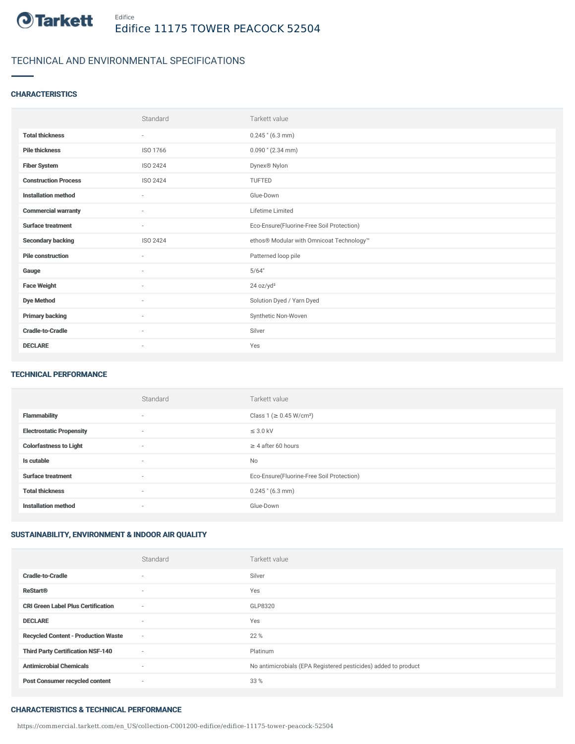Edifice

# Edifice 11175 TOWER PEACOCK 52504

## TECHNICAL AND ENVIRONMENTAL SPECIFICATIONS

### CHARACTERISTICS

| | Standard | Tarkett value |
|---|---|---|
| **Total thickness** | - | 0.245 " (6.3 mm) |
| **Pile thickness** | ISO 1766 | 0.090 " (2.34 mm) |
| **Fiber System** | ISO 2424 | Dynex® Nylon |
| **Construction Process** | ISO 2424 | TUFTED |
| **Installation method** | - | Glue-Down |
| **Commercial warranty** | - | Lifetime Limited |
| **Surface treatment** | - | Eco-Ensure(Fluorine-Free Soil Protection) |
| **Secondary backing** | ISO 2424 | ethos® Modular with Omnicoat Technology™ |
| **Pile construction** | - | Patterned loop pile |
| **Gauge** | - | 5/64" |
| **Face Weight** | - | 24 oz/yd² |
| **Dye Method** | - | Solution Dyed / Yarn Dyed |
| **Primary backing** | - | Synthetic Non-Woven |
| **Cradle-to-Cradle** | - | Silver |
| **DECLARE** | - | Yes |

### TECHNICAL PERFORMANCE

| | Standard | Tarkett value |
|---|---|---|
| **Flammability** | - | Class 1 (≥ 0.45 W/cm²) |
| **Electrostatic Propensity** | - | ≤ 3.0 kV |
| **Colorfastness to Light** | - | ≥ 4 after 60 hours |
| **Is cutable** | - | No |
| **Surface treatment** | - | Eco-Ensure(Fluorine-Free Soil Protection) |
| **Total thickness** | - | 0.245 " (6.3 mm) |
| **Installation method** | - | Glue-Down |

### SUSTAINABILITY, ENVIRONMENT & INDOOR AIR QUALITY

| | Standard | Tarkett value |
|---|---|---|
| **Cradle-to-Cradle** | - | Silver |
| **ReStart®** | - | Yes |
| **CRI Green Label Plus Certification** | - | GLP8320 |
| **DECLARE** | - | Yes |
| **Recycled Content - Production Waste** | - | 22 % |
| **Third Party Certification NSF-140** | - | Platinum |
| **Antimicrobial Chemicals** | - | No antimicrobials (EPA Registered pesticides) added to product |
| **Post Consumer recycled content** | - | 33 % |

### CHARACTERISTICS & TECHNICAL PERFORMANCE

https://commercial.tarkett.com/en_US/collection-C001200-edifice/edifice-11175-tower-peacock-52504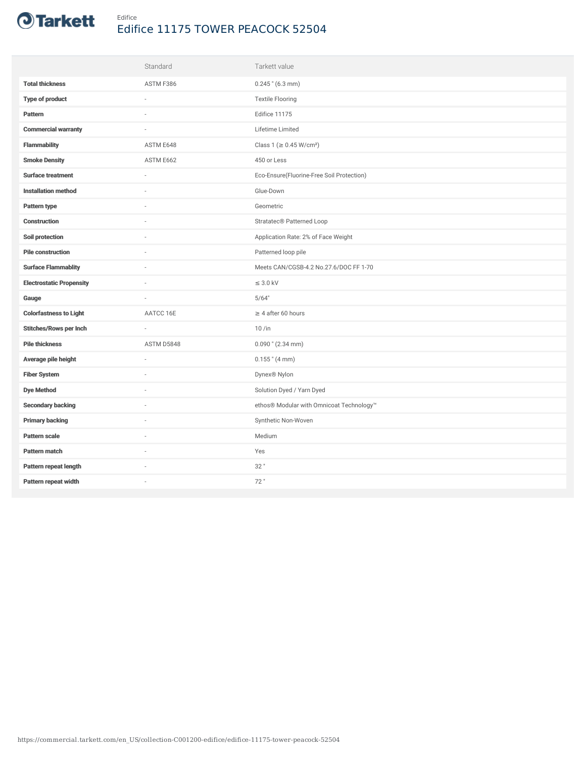Edifice

# Edifice 11175 TOWER PEACOCK 52504

| | Standard | Tarkett value |
|---|---|---|
| **Total thickness** | ASTM F386 | 0.245 " (6.3 mm) |
| **Type of product** | - | Textile Flooring |
| **Pattern** | - | Edifice 11175 |
| **Commercial warranty** | - | Lifetime Limited |
| **Flammability** | ASTM E648 | Class 1 (≥ 0.45 W/cm²) |
| **Smoke Density** | ASTM E662 | 450 or Less |
| **Surface treatment** | - | Eco-Ensure(Fluorine-Free Soil Protection) |
| **Installation method** | - | Glue-Down |
| **Pattern type** | - | Geometric |
| **Construction** | - | Stratatec® Patterned Loop |
| **Soil protection** | - | Application Rate: 2% of Face Weight |
| **Pile construction** | - | Patterned loop pile |
| **Surface Flammablity** | - | Meets CAN/CGSB-4.2 No.27.6/DOC FF 1-70 |
| **Electrostatic Propensity** | - | ≤ 3.0 kV |
| **Gauge** | - | 5/64" |
| **Colorfastness to Light** | AATCC 16E | ≥ 4 after 60 hours |
| **Stitches/Rows per Inch** | - | 10 /in |
| **Pile thickness** | ASTM D5848 | 0.090 " (2.34 mm) |
| **Average pile height** | - | 0.155 " (4 mm) |
| **Fiber System** | - | Dynex® Nylon |
| **Dye Method** | - | Solution Dyed / Yarn Dyed |
| **Secondary backing** | - | ethos® Modular with Omnicoat Technology™ |
| **Primary backing** | - | Synthetic Non-Woven |
| **Pattern scale** | - | Medium |
| **Pattern match** | - | Yes |
| **Pattern repeat length** | - | 32 " |
| **Pattern repeat width** | - | 72 " |

https://commercial.tarkett.com/en_US/collection-C001200-edifice/edifice-11175-tower-peacock-52504